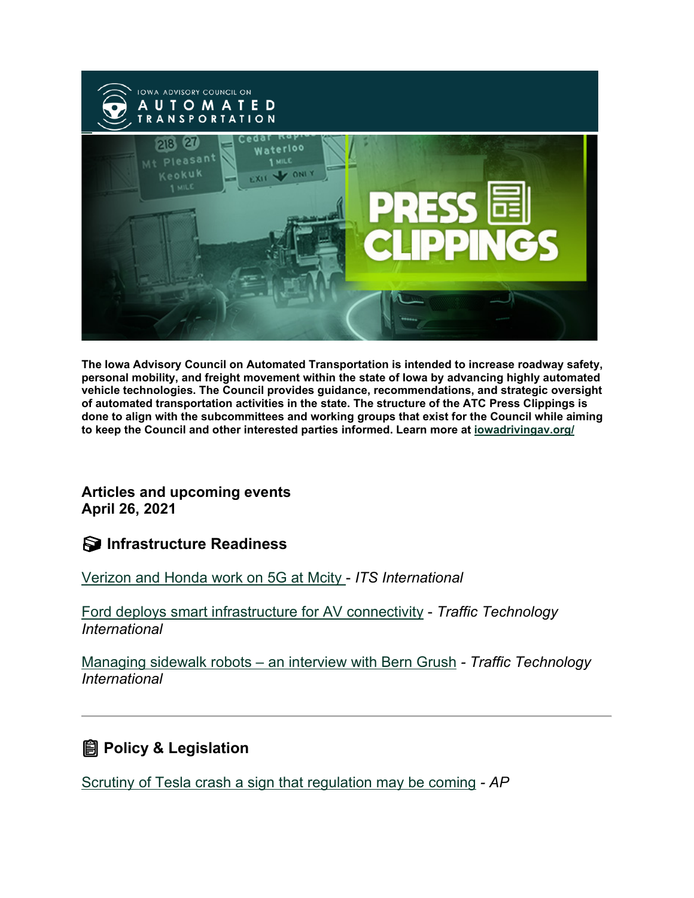The Iowa Advisory Council on Automated Transportation is intended to increase roadway safety, personal mobility, and freight movement within the state of Iowa by advancing highly automated vehicle technologies. The Council provides guidance, recommendations, and strategic oversight of automated transportation activities in the state. The structure of the ATC Press Clippings is done to align with the subcommittees and working groups that exist for the Council while aiming to keep the Council and other interested parties informed. Learn more at iowadrivingav.org/

**Articles and upcoming events**
**April 26, 2021**

## Infrastructure Readiness

Verizon and Honda work on 5G at Mcity - *ITS International*

Ford deploys smart infrastructure for AV connectivity - *Traffic Technology International*

Managing sidewalk robots – an interview with Bern Grush - *Traffic Technology International*

---

## Policy & Legislation

Scrutiny of Tesla crash a sign that regulation may be coming - *AP*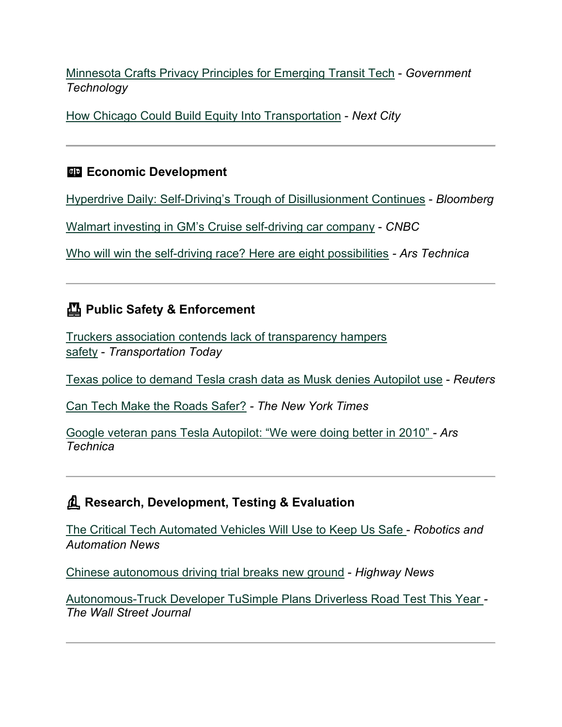Minnesota Crafts Privacy Principles for Emerging Transit Tech - *Government Technology*

How Chicago Could Build Equity Into Transportation - *Next City*

---

### Economic Development

Hyperdrive Daily: Self-Driving's Trough of Disillusionment Continues - *Bloomberg*

Walmart investing in GM's Cruise self-driving car company - *CNBC*

Who will win the self-driving race? Here are eight possibilities - *Ars Technica*

---

### Public Safety & Enforcement

Truckers association contends lack of transparency hampers safety - *Transportation Today*

Texas police to demand Tesla crash data as Musk denies Autopilot use - *Reuters*

Can Tech Make the Roads Safer? - *The New York Times*

Google veteran pans Tesla Autopilot: "We were doing better in 2010" - *Ars Technica*

---

### Research, Development, Testing & Evaluation

The Critical Tech Automated Vehicles Will Use to Keep Us Safe - *Robotics and Automation News*

Chinese autonomous driving trial breaks new ground - *Highway News*

Autonomous-Truck Developer TuSimple Plans Driverless Road Test This Year - *The Wall Street Journal*

---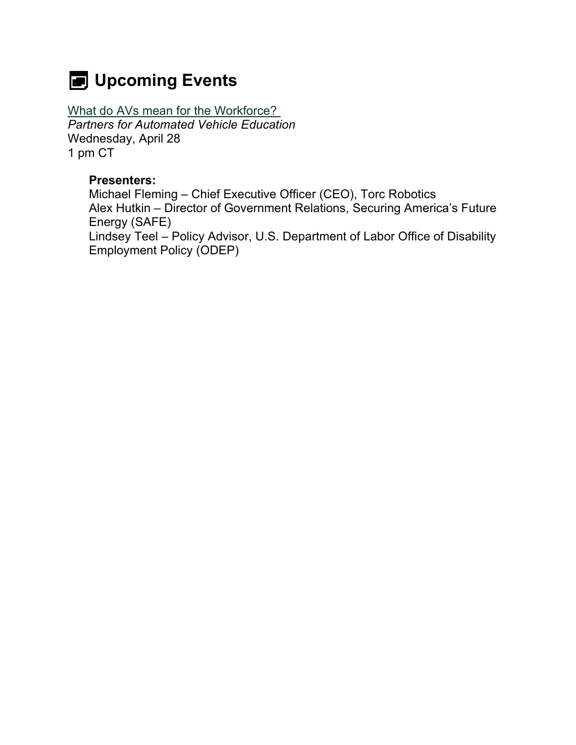## Upcoming Events

What do AVs mean for the Workforce?
*Partners for Automated Vehicle Education*
Wednesday, April 28
1 pm CT

**Presenters:**
Michael Fleming – Chief Executive Officer (CEO), Torc Robotics
Alex Hutkin – Director of Government Relations, Securing America's Future Energy (SAFE)
Lindsey Teel – Policy Advisor, U.S. Department of Labor Office of Disability Employment Policy (ODEP)